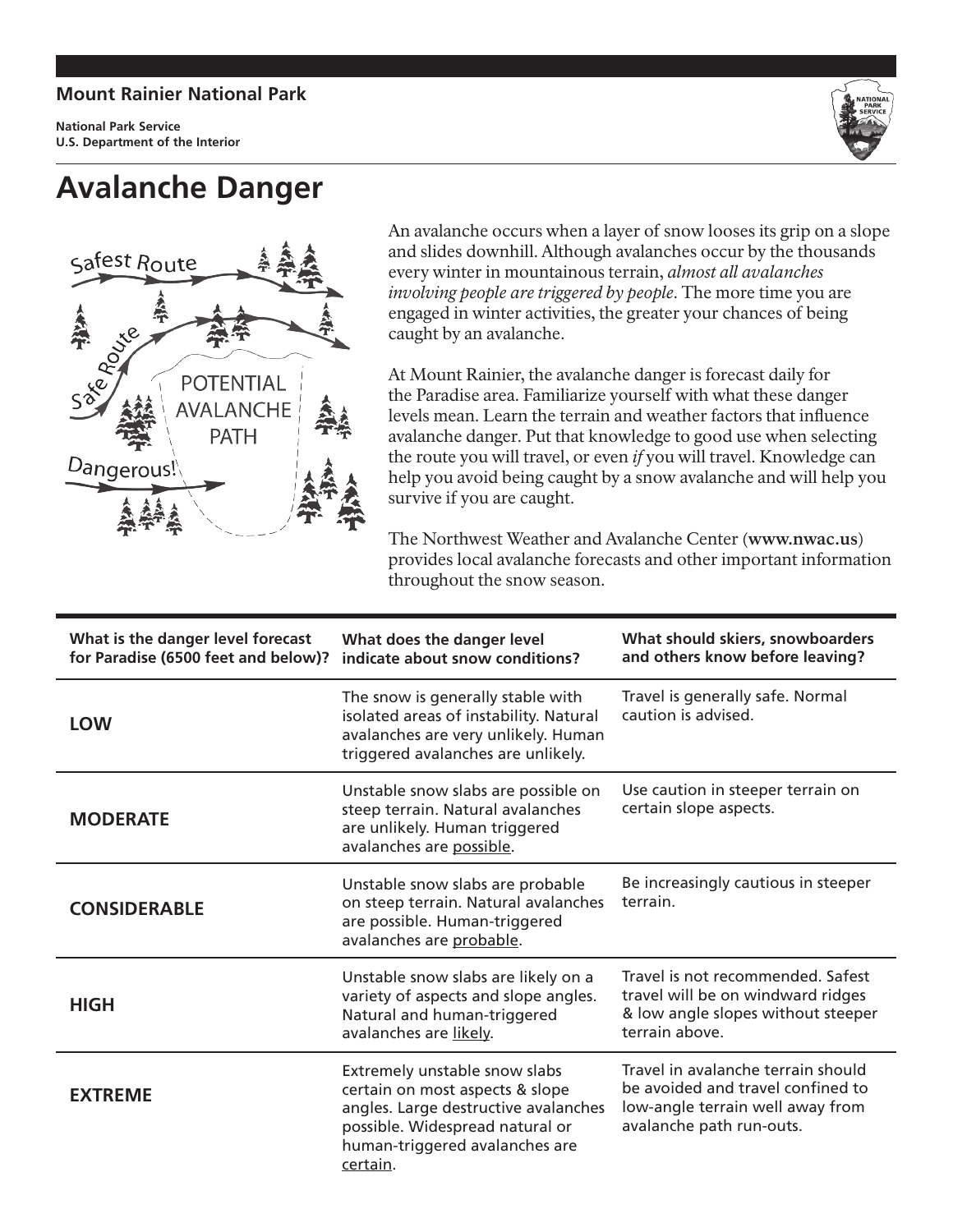**Mount Rainier National Park**

**National Park Service**
**U.S. Department of the Interior**

# Avalanche Danger

An avalanche occurs when a layer of snow looses its grip on a slope and slides downhill. Although avalanches occur by the thousands every winter in mountainous terrain, *almost all avalanches involving people are triggered by people*. The more time you are engaged in winter activities, the greater your chances of being caught by an avalanche.

At Mount Rainier, the avalanche danger is forecast daily for the Paradise area. Familiarize yourself with what these danger levels mean. Learn the terrain and weather factors that influence avalanche danger. Put that knowledge to good use when selecting the route you will travel, or even *if* you will travel. Knowledge can help you avoid being caught by a snow avalanche and will help you survive if you are caught.

The Northwest Weather and Avalanche Center (**www.nwac.us**) provides local avalanche forecasts and other important information throughout the snow season.

| What is the danger level forecast for Paradise (6500 feet and below)? | What does the danger level indicate about snow conditions? | What should skiers, snowboarders and others know before leaving? |
|---|---|---|
| **LOW** | The snow is generally stable with isolated areas of instability. Natural avalanches are very unlikely. Human triggered avalanches are unlikely. | Travel is generally safe. Normal caution is advised. |
| **MODERATE** | Unstable snow slabs are possible on steep terrain. Natural avalanches are unlikely. Human triggered avalanches are possible. | Use caution in steeper terrain on certain slope aspects. |
| **CONSIDERABLE** | Unstable snow slabs are probable on steep terrain. Natural avalanches are possible. Human-triggered avalanches are probable. | Be increasingly cautious in steeper terrain. |
| **HIGH** | Unstable snow slabs are likely on a variety of aspects and slope angles. Natural and human-triggered avalanches are likely. | Travel is not recommended. Safest travel will be on windward ridges & low angle slopes without steeper terrain above. |
| **EXTREME** | Extremely unstable snow slabs certain on most aspects & slope angles. Large destructive avalanches possible. Widespread natural or human-triggered avalanches are certain. | Travel in avalanche terrain should be avoided and travel confined to low-angle terrain well away from avalanche path run-outs. |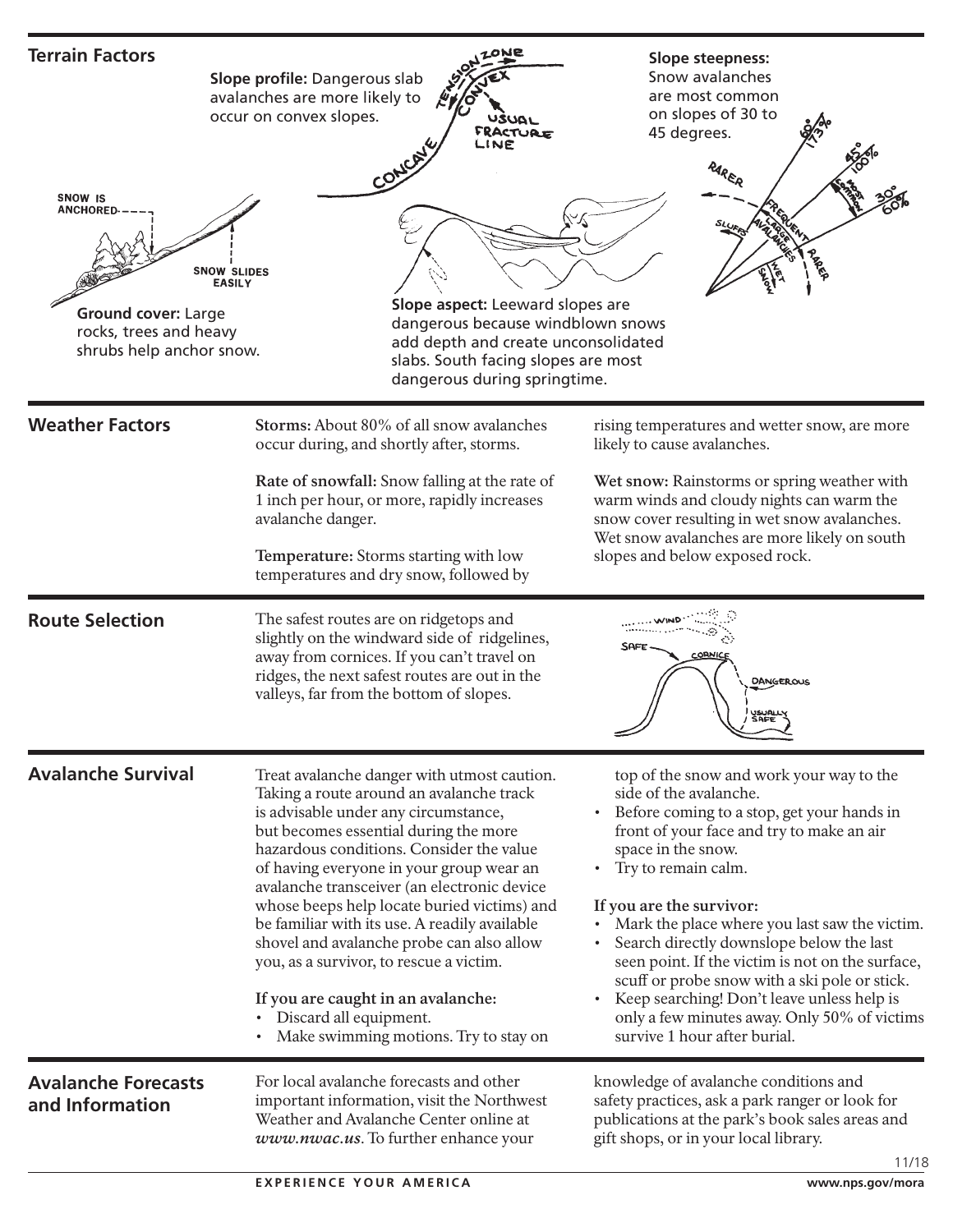## Terrain Factors

**Ground cover:** Large rocks, trees and heavy shrubs help anchor snow.

SNOW IS ANCHORED

SNOW SLIDES EASILY

**Slope profile:** Dangerous slab avalanches are more likely to occur on convex slopes.

TENSION ZONE

CONVEX

CONVEX

USUAL FRACTURE LINE

CONCAVE

**Slope aspect:** Leeward slopes are dangerous because windblown snows add depth and create unconsolidated slabs. South facing slopes are most dangerous during springtime.

**Slope steepness:** Snow avalanches are most common on slopes of 30 to 45 degrees.

60° 173%

45° 100%

30° 60%

RARER

MOST COMMON

FREQUENT LARGE AVALANCHES

SLUFFS

WET SNOW

RARER

## Weather Factors

**Storms:** About 80% of all snow avalanches occur during, and shortly after, storms.

**Rate of snowfall:** Snow falling at the rate of 1 inch per hour, or more, rapidly increases avalanche danger.

**Temperature:** Storms starting with low temperatures and dry snow, followed by rising temperatures and wetter snow, are more likely to cause avalanches.

**Wet snow:** Rainstorms or spring weather with warm winds and cloudy nights can warm the snow cover resulting in wet snow avalanches. Wet snow avalanches are more likely on south slopes and below exposed rock.

## Route Selection

The safest routes are on ridgetops and slightly on the windward side of ridgelines, away from cornices. If you can't travel on ridges, the next safest routes are out in the valleys, far from the bottom of slopes.

WIND

SAFE

CORNICE

DANGEROUS

USUALLY SAFE

## Avalanche Survival

Treat avalanche danger with utmost caution. Taking a route around an avalanche track is advisable under any circumstance, but becomes essential during the more hazardous conditions. Consider the value of having everyone in your group wear an avalanche transceiver (an electronic device whose beeps help locate buried victims) and be familiar with its use. A readily available shovel and avalanche probe can also allow you, as a survivor, to rescue a victim.

**If you are caught in an avalanche:**

- Discard all equipment.
- Make swimming motions. Try to stay on top of the snow and work your way to the side of the avalanche.
- Before coming to a stop, get your hands in front of your face and try to make an air space in the snow.
- Try to remain calm.

**If you are the survivor:**

- Mark the place where you last saw the victim.
- Search directly downslope below the last seen point. If the victim is not on the surface, scuff or probe snow with a ski pole or stick.
- Keep searching! Don't leave unless help is only a few minutes away. Only 50% of victims survive 1 hour after burial.

## Avalanche Forecasts and Information

For local avalanche forecasts and other important information, visit the Northwest Weather and Avalanche Center online at ***www.nwac.us***. To further enhance your knowledge of avalanche conditions and safety practices, ask a park ranger or look for publications at the park's book sales areas and gift shops, or in your local library.

11/18